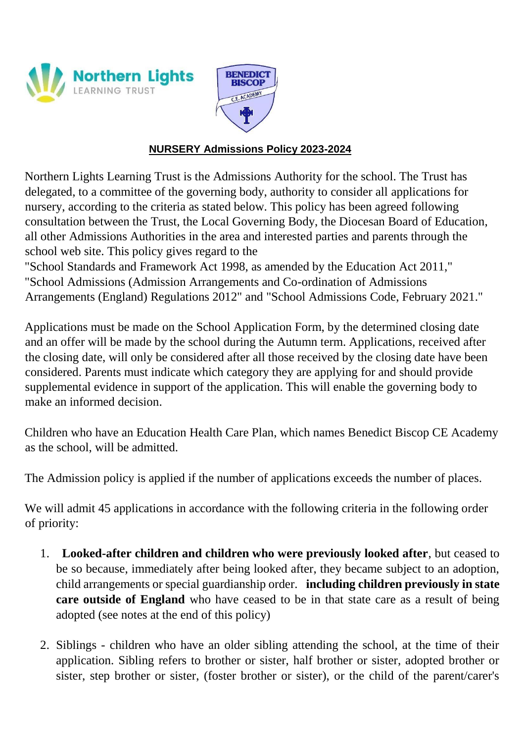Northern Lights LEARNING TRUST

BENEDICT BISCOP C.E. ACADEMY

## NURSERY Admissions Policy 2023-2024

Northern Lights Learning Trust is the Admissions Authority for the school. The Trust has delegated, to a committee of the governing body, authority to consider all applications for nursery, according to the criteria as stated below. This policy has been agreed following consultation between the Trust, the Local Governing Body, the Diocesan Board of Education, all other Admissions Authorities in the area and interested parties and parents through the school web site. This policy gives regard to the
"School Standards and Framework Act 1998, as amended by the Education Act 2011,"
"School Admissions (Admission Arrangements and Co-ordination of Admissions Arrangements (England) Regulations 2012" and "School Admissions Code, February 2021."

Applications must be made on the School Application Form, by the determined closing date and an offer will be made by the school during the Autumn term. Applications, received after the closing date, will only be considered after all those received by the closing date have been considered. Parents must indicate which category they are applying for and should provide supplemental evidence in support of the application. This will enable the governing body to make an informed decision.

Children who have an Education Health Care Plan, which names Benedict Biscop CE Academy as the school, will be admitted.

The Admission policy is applied if the number of applications exceeds the number of places.

We will admit 45 applications in accordance with the following criteria in the following order of priority:

1. **Looked-after children and children who were previously looked after**, but ceased to be so because, immediately after being looked after, they became subject to an adoption, child arrangements or special guardianship order. **including children previously in state care outside of England** who have ceased to be in that state care as a result of being adopted (see notes at the end of this policy)

2. Siblings - children who have an older sibling attending the school, at the time of their application. Sibling refers to brother or sister, half brother or sister, adopted brother or sister, step brother or sister, (foster brother or sister), or the child of the parent/carer's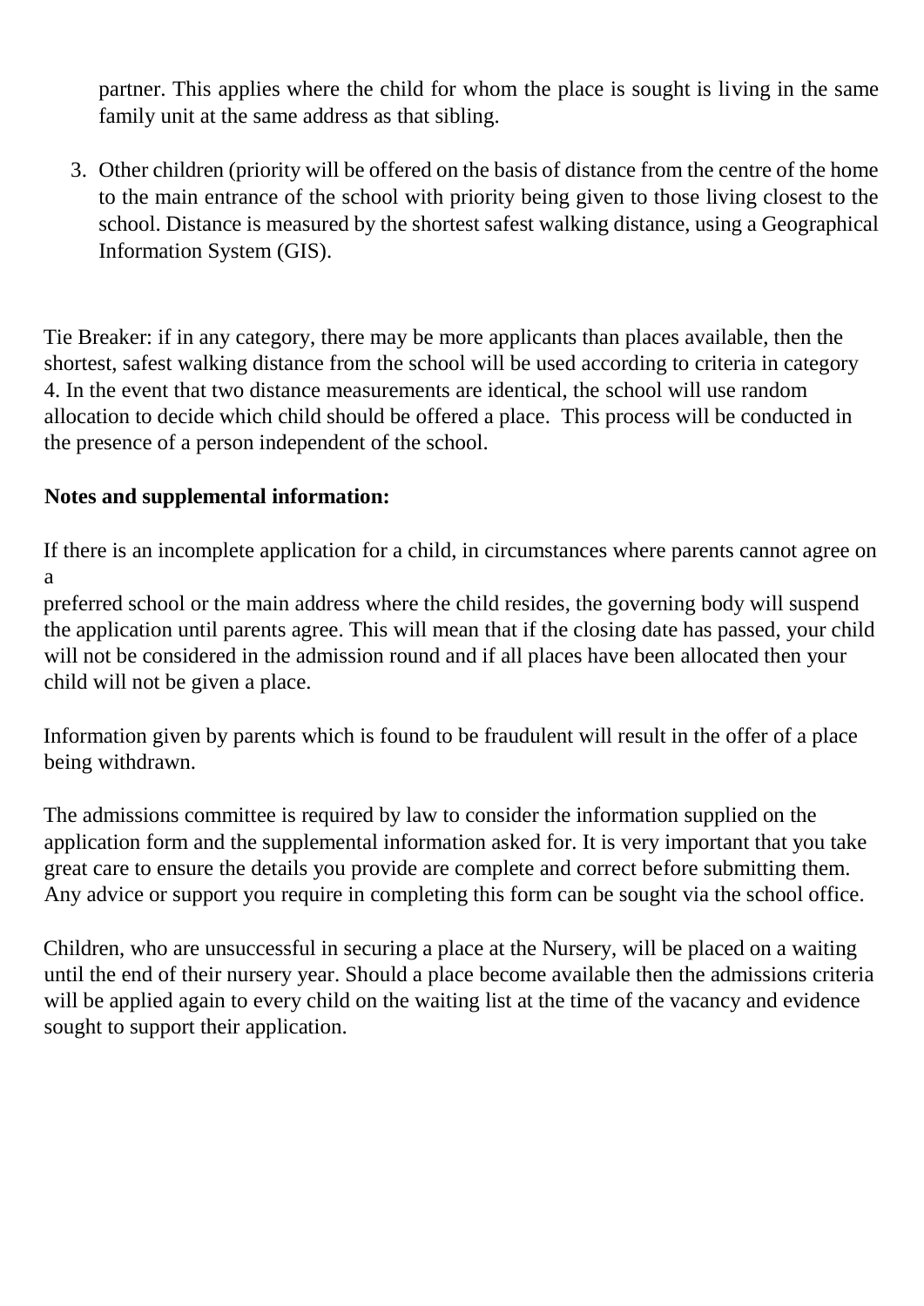partner. This applies where the child for whom the place is sought is living in the same family unit at the same address as that sibling.

3. Other children (priority will be offered on the basis of distance from the centre of the home to the main entrance of the school with priority being given to those living closest to the school. Distance is measured by the shortest safest walking distance, using a Geographical Information System (GIS).

Tie Breaker: if in any category, there may be more applicants than places available, then the shortest, safest walking distance from the school will be used according to criteria in category 4. In the event that two distance measurements are identical, the school will use random allocation to decide which child should be offered a place. This process will be conducted in the presence of a person independent of the school.

**Notes and supplemental information:**

If there is an incomplete application for a child, in circumstances where parents cannot agree on a
preferred school or the main address where the child resides, the governing body will suspend the application until parents agree. This will mean that if the closing date has passed, your child will not be considered in the admission round and if all places have been allocated then your child will not be given a place.

Information given by parents which is found to be fraudulent will result in the offer of a place being withdrawn.

The admissions committee is required by law to consider the information supplied on the application form and the supplemental information asked for. It is very important that you take great care to ensure the details you provide are complete and correct before submitting them. Any advice or support you require in completing this form can be sought via the school office.

Children, who are unsuccessful in securing a place at the Nursery, will be placed on a waiting until the end of their nursery year. Should a place become available then the admissions criteria will be applied again to every child on the waiting list at the time of the vacancy and evidence sought to support their application.